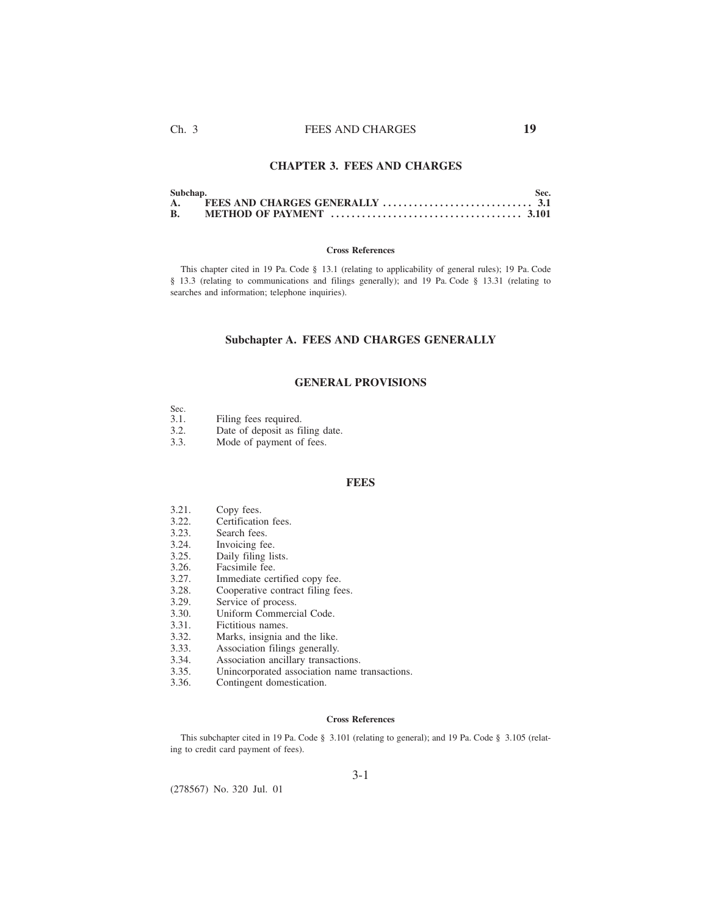# CHAPTER 3. FEES AND CHARGES

| Subchap. | | Sec. |
|---|---|---|
| A. | FEES AND CHARGES GENERALLY | 3.1 |
| B. | METHOD OF PAYMENT | 3.101 |

#### Cross References

This chapter cited in 19 Pa. Code § 13.1 (relating to applicability of general rules); 19 Pa. Code § 13.3 (relating to communications and filings generally); and 19 Pa. Code § 13.31 (relating to searches and information; telephone inquiries).

## Subchapter A. FEES AND CHARGES GENERALLY

### GENERAL PROVISIONS

Sec.

3.1. Filing fees required.
3.2. Date of deposit as filing date.
3.3. Mode of payment of fees.

### FEES

3.21. Copy fees.
3.22. Certification fees.
3.23. Search fees.
3.24. Invoicing fee.
3.25. Daily filing lists.
3.26. Facsimile fee.
3.27. Immediate certified copy fee.
3.28. Cooperative contract filing fees.
3.29. Service of process.
3.30. Uniform Commercial Code.
3.31. Fictitious names.
3.32. Marks, insignia and the like.
3.33. Association filings generally.
3.34. Association ancillary transactions.
3.35. Unincorporated association name transactions.
3.36. Contingent domestication.

#### Cross References

This subchapter cited in 19 Pa. Code § 3.101 (relating to general); and 19 Pa. Code § 3.105 (relating to credit card payment of fees).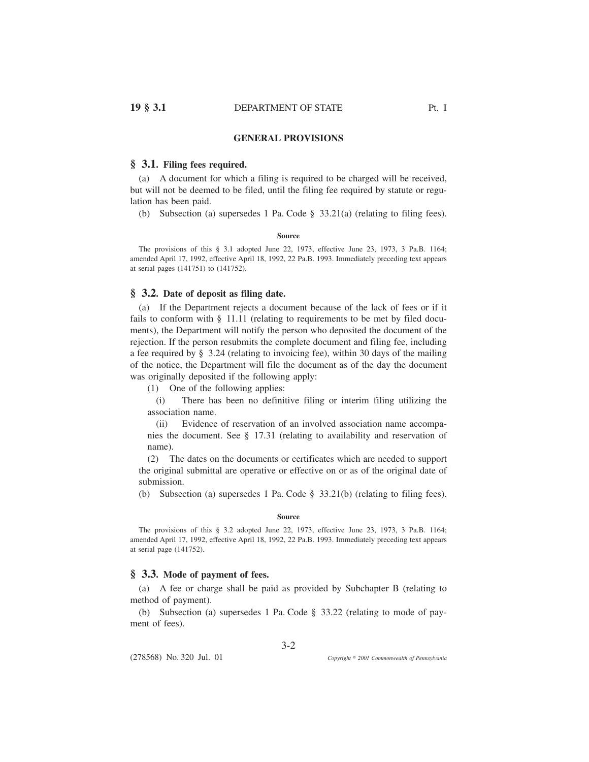## GENERAL PROVISIONS

### § 3.1. Filing fees required.

(a) A document for which a filing is required to be charged will be received, but will not be deemed to be filed, until the filing fee required by statute or regulation has been paid.

(b) Subsection (a) supersedes 1 Pa. Code § 33.21(a) (relating to filing fees).

#### Source

The provisions of this § 3.1 adopted June 22, 1973, effective June 23, 1973, 3 Pa.B. 1164; amended April 17, 1992, effective April 18, 1992, 22 Pa.B. 1993. Immediately preceding text appears at serial pages (141751) to (141752).

### § 3.2. Date of deposit as filing date.

(a) If the Department rejects a document because of the lack of fees or if it fails to conform with § 11.11 (relating to requirements to be met by filed documents), the Department will notify the person who deposited the document of the rejection. If the person resubmits the complete document and filing fee, including a fee required by § 3.24 (relating to invoicing fee), within 30 days of the mailing of the notice, the Department will file the document as of the day the document was originally deposited if the following apply:

(1) One of the following applies:

(i) There has been no definitive filing or interim filing utilizing the association name.

(ii) Evidence of reservation of an involved association name accompanies the document. See § 17.31 (relating to availability and reservation of name).

(2) The dates on the documents or certificates which are needed to support the original submittal are operative or effective on or as of the original date of submission.

(b) Subsection (a) supersedes 1 Pa. Code § 33.21(b) (relating to filing fees).

#### Source

The provisions of this § 3.2 adopted June 22, 1973, effective June 23, 1973, 3 Pa.B. 1164; amended April 17, 1992, effective April 18, 1992, 22 Pa.B. 1993. Immediately preceding text appears at serial page (141752).

### § 3.3. Mode of payment of fees.

(a) A fee or charge shall be paid as provided by Subchapter B (relating to method of payment).

(b) Subsection (a) supersedes 1 Pa. Code § 33.22 (relating to mode of payment of fees).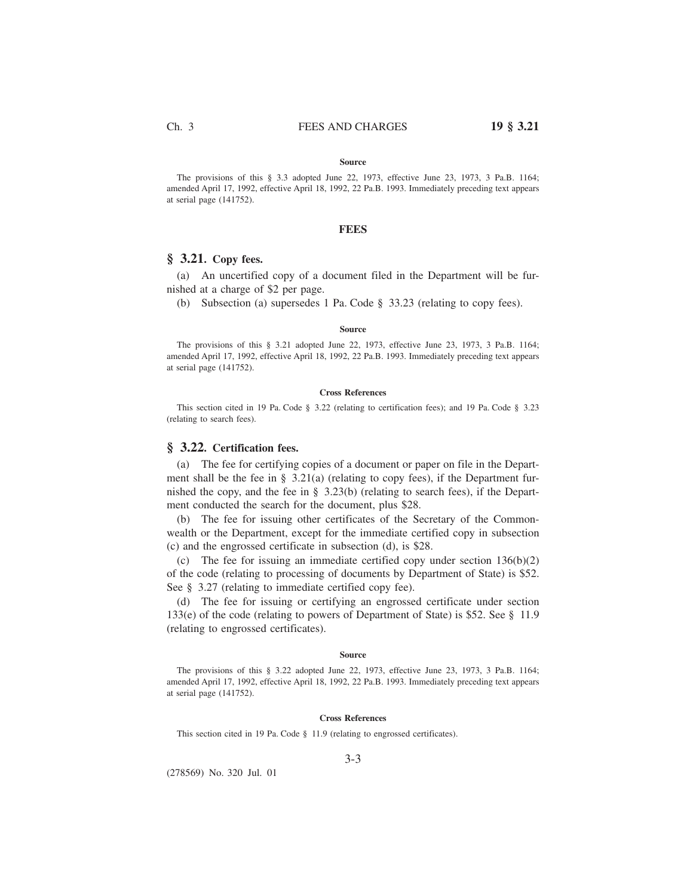#### Source

The provisions of this § 3.3 adopted June 22, 1973, effective June 23, 1973, 3 Pa.B. 1164; amended April 17, 1992, effective April 18, 1992, 22 Pa.B. 1993. Immediately preceding text appears at serial page (141752).

## FEES

### § 3.21. Copy fees.

(a) An uncertified copy of a document filed in the Department will be furnished at a charge of $2 per page.

(b) Subsection (a) supersedes 1 Pa. Code § 33.23 (relating to copy fees).

#### Source

The provisions of this § 3.21 adopted June 22, 1973, effective June 23, 1973, 3 Pa.B. 1164; amended April 17, 1992, effective April 18, 1992, 22 Pa.B. 1993. Immediately preceding text appears at serial page (141752).

#### Cross References

This section cited in 19 Pa. Code § 3.22 (relating to certification fees); and 19 Pa. Code § 3.23 (relating to search fees).

### § 3.22. Certification fees.

(a) The fee for certifying copies of a document or paper on file in the Department shall be the fee in § 3.21(a) (relating to copy fees), if the Department furnished the copy, and the fee in § 3.23(b) (relating to search fees), if the Department conducted the search for the document, plus $28.

(b) The fee for issuing other certificates of the Secretary of the Commonwealth or the Department, except for the immediate certified copy in subsection (c) and the engrossed certificate in subsection (d), is $28.

(c) The fee for issuing an immediate certified copy under section 136(b)(2) of the code (relating to processing of documents by Department of State) is $52. See § 3.27 (relating to immediate certified copy fee).

(d) The fee for issuing or certifying an engrossed certificate under section 133(e) of the code (relating to powers of Department of State) is $52. See § 11.9 (relating to engrossed certificates).

#### Source

The provisions of this § 3.22 adopted June 22, 1973, effective June 23, 1973, 3 Pa.B. 1164; amended April 17, 1992, effective April 18, 1992, 22 Pa.B. 1993. Immediately preceding text appears at serial page (141752).

#### Cross References

This section cited in 19 Pa. Code § 11.9 (relating to engrossed certificates).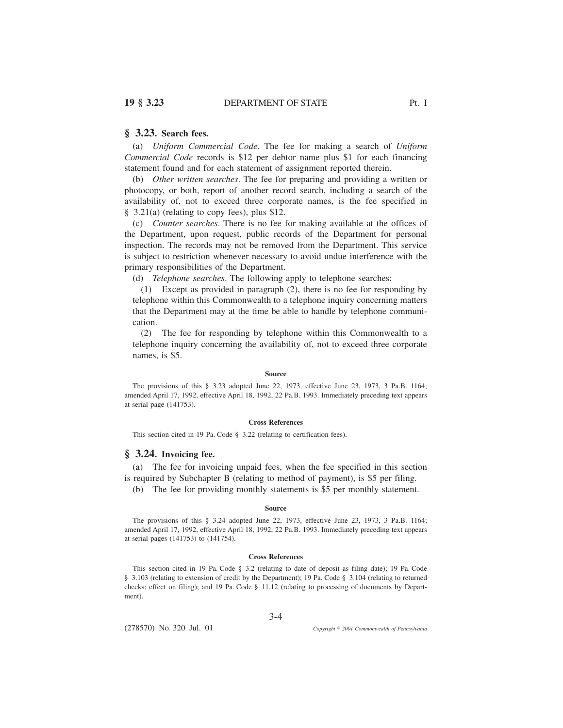## § 3.23. Search fees.

(a) *Uniform Commercial Code*. The fee for making a search of *Uniform Commercial Code* records is $12 per debtor name plus $1 for each financing statement found and for each statement of assignment reported therein.

(b) *Other written searches*. The fee for preparing and providing a written or photocopy, or both, report of another record search, including a search of the availability of, not to exceed three corporate names, is the fee specified in § 3.21(a) (relating to copy fees), plus $12.

(c) *Counter searches*. There is no fee for making available at the offices of the Department, upon request, public records of the Department for personal inspection. The records may not be removed from the Department. This service is subject to restriction whenever necessary to avoid undue interference with the primary responsibilities of the Department.

(d) *Telephone searches*. The following apply to telephone searches:

(1) Except as provided in paragraph (2), there is no fee for responding by telephone within this Commonwealth to a telephone inquiry concerning matters that the Department may at the time be able to handle by telephone communication.

(2) The fee for responding by telephone within this Commonwealth to a telephone inquiry concerning the availability of, not to exceed three corporate names, is $5.

#### Source

The provisions of this § 3.23 adopted June 22, 1973, effective June 23, 1973, 3 Pa.B. 1164; amended April 17, 1992, effective April 18, 1992, 22 Pa.B. 1993. Immediately preceding text appears at serial page (141753).

#### Cross References

This section cited in 19 Pa. Code § 3.22 (relating to certification fees).

## § 3.24. Invoicing fee.

(a) The fee for invoicing unpaid fees, when the fee specified in this section is required by Subchapter B (relating to method of payment), is $5 per filing.

(b) The fee for providing monthly statements is $5 per monthly statement.

#### Source

The provisions of this § 3.24 adopted June 22, 1973, effective June 23, 1973, 3 Pa.B. 1164; amended April 17, 1992, effective April 18, 1992, 22 Pa.B. 1993. Immediately preceding text appears at serial pages (141753) to (141754).

#### Cross References

This section cited in 19 Pa. Code § 3.2 (relating to date of deposit as filing date); 19 Pa. Code § 3.103 (relating to extension of credit by the Department); 19 Pa. Code § 3.104 (relating to returned checks; effect on filing); and 19 Pa. Code § 11.12 (relating to processing of documents by Department).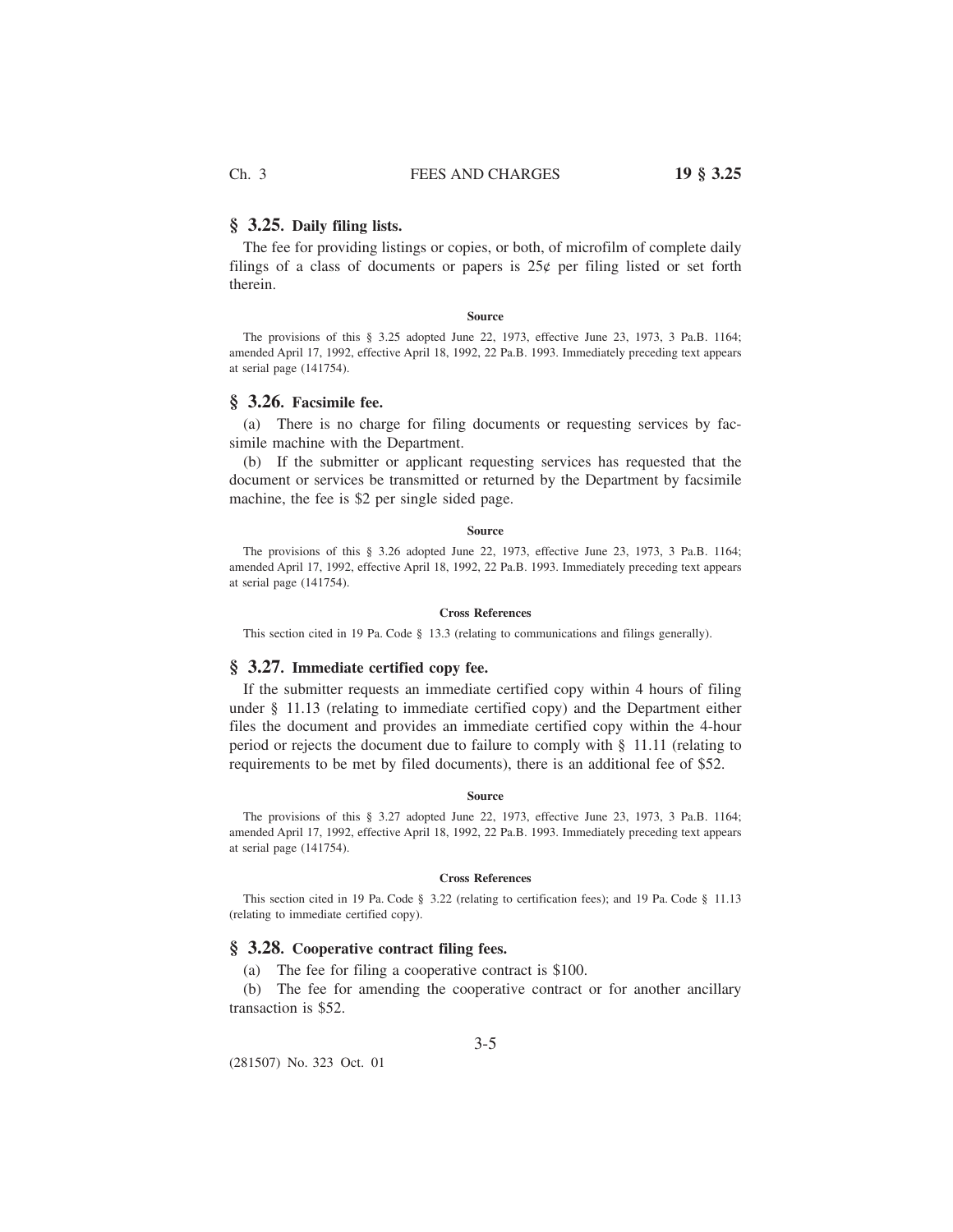## § 3.25. Daily filing lists.

The fee for providing listings or copies, or both, of microfilm of complete daily filings of a class of documents or papers is 25¢ per filing listed or set forth therein.

**Source**

The provisions of this § 3.25 adopted June 22, 1973, effective June 23, 1973, 3 Pa.B. 1164; amended April 17, 1992, effective April 18, 1992, 22 Pa.B. 1993. Immediately preceding text appears at serial page (141754).

## § 3.26. Facsimile fee.

(a) There is no charge for filing documents or requesting services by facsimile machine with the Department.

(b) If the submitter or applicant requesting services has requested that the document or services be transmitted or returned by the Department by facsimile machine, the fee is $2 per single sided page.

**Source**

The provisions of this § 3.26 adopted June 22, 1973, effective June 23, 1973, 3 Pa.B. 1164; amended April 17, 1992, effective April 18, 1992, 22 Pa.B. 1993. Immediately preceding text appears at serial page (141754).

**Cross References**

This section cited in 19 Pa. Code § 13.3 (relating to communications and filings generally).

## § 3.27. Immediate certified copy fee.

If the submitter requests an immediate certified copy within 4 hours of filing under § 11.13 (relating to immediate certified copy) and the Department either files the document and provides an immediate certified copy within the 4-hour period or rejects the document due to failure to comply with § 11.11 (relating to requirements to be met by filed documents), there is an additional fee of $52.

**Source**

The provisions of this § 3.27 adopted June 22, 1973, effective June 23, 1973, 3 Pa.B. 1164; amended April 17, 1992, effective April 18, 1992, 22 Pa.B. 1993. Immediately preceding text appears at serial page (141754).

**Cross References**

This section cited in 19 Pa. Code § 3.22 (relating to certification fees); and 19 Pa. Code § 11.13 (relating to immediate certified copy).

## § 3.28. Cooperative contract filing fees.

(a) The fee for filing a cooperative contract is $100.

(b) The fee for amending the cooperative contract or for another ancillary transaction is $52.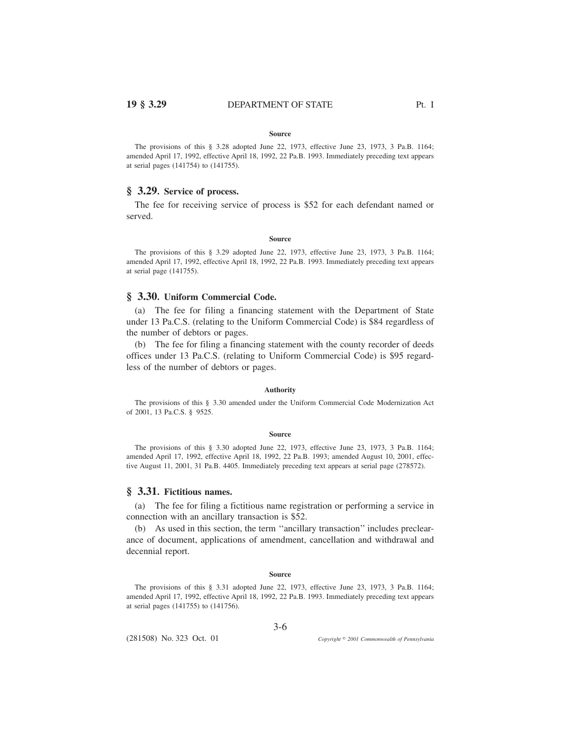**Source**

The provisions of this § 3.28 adopted June 22, 1973, effective June 23, 1973, 3 Pa.B. 1164; amended April 17, 1992, effective April 18, 1992, 22 Pa.B. 1993. Immediately preceding text appears at serial pages (141754) to (141755).

## § 3.29. Service of process.

The fee for receiving service of process is $52 for each defendant named or served.

**Source**

The provisions of this § 3.29 adopted June 22, 1973, effective June 23, 1973, 3 Pa.B. 1164; amended April 17, 1992, effective April 18, 1992, 22 Pa.B. 1993. Immediately preceding text appears at serial page (141755).

## § 3.30. Uniform Commercial Code.

(a) The fee for filing a financing statement with the Department of State under 13 Pa.C.S. (relating to the Uniform Commercial Code) is $84 regardless of the number of debtors or pages.

(b) The fee for filing a financing statement with the county recorder of deeds offices under 13 Pa.C.S. (relating to Uniform Commercial Code) is $95 regardless of the number of debtors or pages.

**Authority**

The provisions of this § 3.30 amended under the Uniform Commercial Code Modernization Act of 2001, 13 Pa.C.S. § 9525.

**Source**

The provisions of this § 3.30 adopted June 22, 1973, effective June 23, 1973, 3 Pa.B. 1164; amended April 17, 1992, effective April 18, 1992, 22 Pa.B. 1993; amended August 10, 2001, effective August 11, 2001, 31 Pa.B. 4405. Immediately preceding text appears at serial page (278572).

## § 3.31. Fictitious names.

(a) The fee for filing a fictitious name registration or performing a service in connection with an ancillary transaction is $52.

(b) As used in this section, the term ''ancillary transaction'' includes preclearance of document, applications of amendment, cancellation and withdrawal and decennial report.

**Source**

The provisions of this § 3.31 adopted June 22, 1973, effective June 23, 1973, 3 Pa.B. 1164; amended April 17, 1992, effective April 18, 1992, 22 Pa.B. 1993. Immediately preceding text appears at serial pages (141755) to (141756).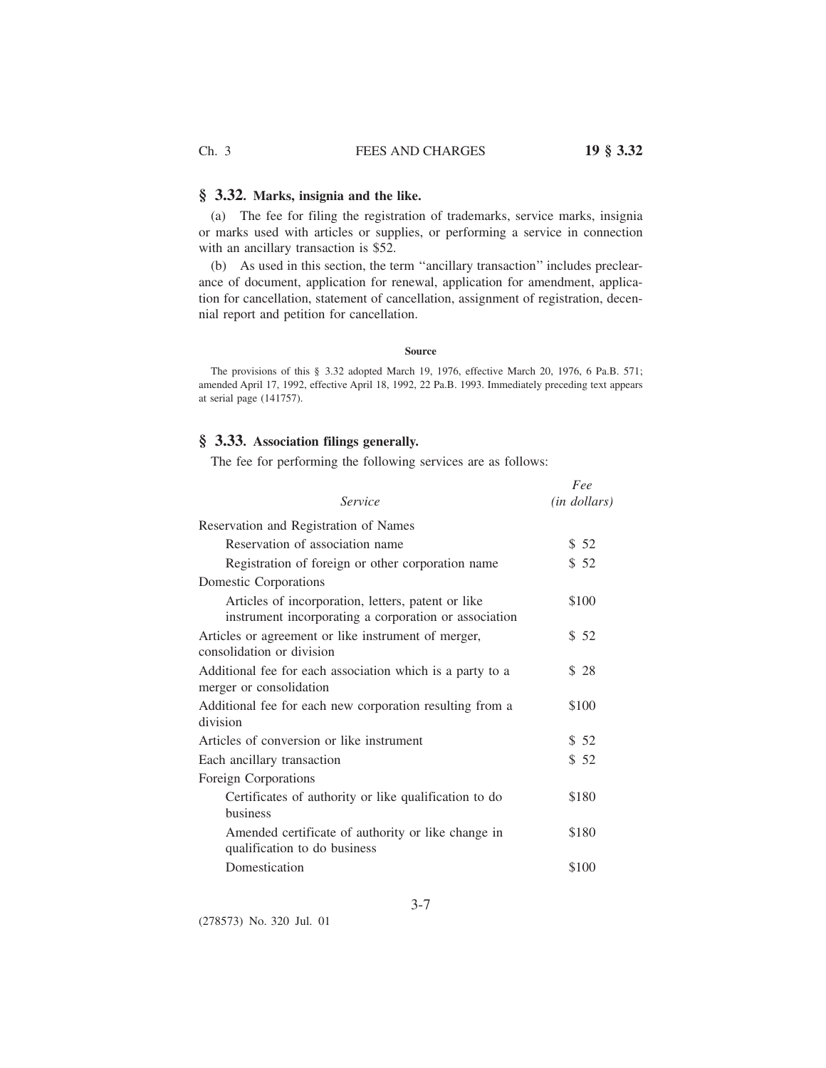## § 3.32. Marks, insignia and the like.

(a) The fee for filing the registration of trademarks, service marks, insignia or marks used with articles or supplies, or performing a service in connection with an ancillary transaction is $52.

(b) As used in this section, the term ''ancillary transaction'' includes preclearance of document, application for renewal, application for amendment, application for cancellation, statement of cancellation, assignment of registration, decennial report and petition for cancellation.

**Source**

The provisions of this § 3.32 adopted March 19, 1976, effective March 20, 1976, 6 Pa.B. 571; amended April 17, 1992, effective April 18, 1992, 22 Pa.B. 1993. Immediately preceding text appears at serial page (141757).

## § 3.33. Association filings generally.

The fee for performing the following services are as follows:

| *Service* | *Fee (in dollars)* |
|---|---|
| Reservation and Registration of Names | |
| Reservation of association name | $ 52 |
| Registration of foreign or other corporation name | $ 52 |
| Domestic Corporations | |
| Articles of incorporation, letters, patent or like instrument incorporating a corporation or association | $100 |
| Articles or agreement or like instrument of merger, consolidation or division | $ 52 |
| Additional fee for each association which is a party to a merger or consolidation | $ 28 |
| Additional fee for each new corporation resulting from a division | $100 |
| Articles of conversion or like instrument | $ 52 |
| Each ancillary transaction | $ 52 |
| Foreign Corporations | |
| Certificates of authority or like qualification to do business | $180 |
| Amended certificate of authority or like change in qualification to do business | $180 |
| Domestication | $100 |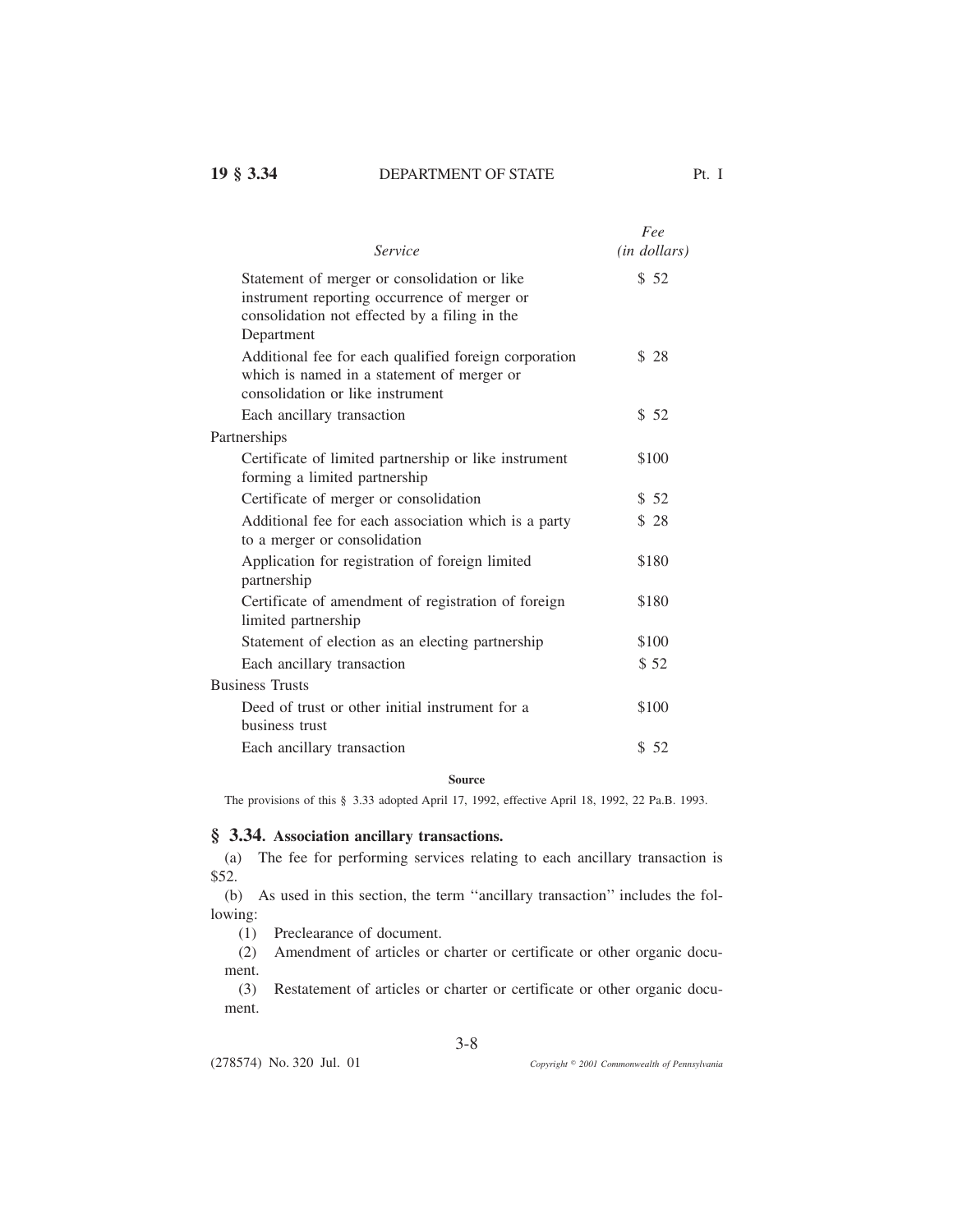| *Service* | *Fee (in dollars)* |
|---|---|
| Statement of merger or consolidation or like instrument reporting occurrence of merger or consolidation not effected by a filing in the Department | $ 52 |
| Additional fee for each qualified foreign corporation which is named in a statement of merger or consolidation or like instrument | $ 28 |
| Each ancillary transaction | $ 52 |
| Partnerships | |
| Certificate of limited partnership or like instrument forming a limited partnership | $100 |
| Certificate of merger or consolidation | $ 52 |
| Additional fee for each association which is a party to a merger or consolidation | $ 28 |
| Application for registration of foreign limited partnership | $180 |
| Certificate of amendment of registration of foreign limited partnership | $180 |
| Statement of election as an electing partnership | $100 |
| Each ancillary transaction | $ 52 |
| Business Trusts | |
| Deed of trust or other initial instrument for a business trust | $100 |
| Each ancillary transaction | $ 52 |

**Source**

The provisions of this § 3.33 adopted April 17, 1992, effective April 18, 1992, 22 Pa.B. 1993.

## § 3.34. Association ancillary transactions.

(a) The fee for performing services relating to each ancillary transaction is $52.

(b) As used in this section, the term ''ancillary transaction'' includes the following:

(1) Preclearance of document.

(2) Amendment of articles or charter or certificate or other organic document.

(3) Restatement of articles or charter or certificate or other organic document.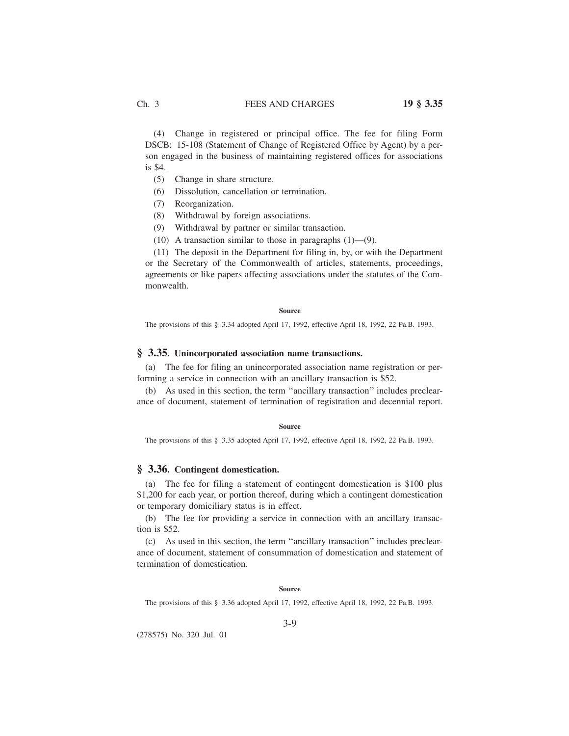(4) Change in registered or principal office. The fee for filing Form DSCB: 15-108 (Statement of Change of Registered Office by Agent) by a person engaged in the business of maintaining registered offices for associations is $4.

(5) Change in share structure.

(6) Dissolution, cancellation or termination.

(7) Reorganization.

(8) Withdrawal by foreign associations.

(9) Withdrawal by partner or similar transaction.

(10) A transaction similar to those in paragraphs (1)—(9).

(11) The deposit in the Department for filing in, by, or with the Department or the Secretary of the Commonwealth of articles, statements, proceedings, agreements or like papers affecting associations under the statutes of the Commonwealth.

**Source**

The provisions of this § 3.34 adopted April 17, 1992, effective April 18, 1992, 22 Pa.B. 1993.

## § 3.35. Unincorporated association name transactions.

(a) The fee for filing an unincorporated association name registration or performing a service in connection with an ancillary transaction is $52.

(b) As used in this section, the term ''ancillary transaction'' includes preclearance of document, statement of termination of registration and decennial report.

**Source**

The provisions of this § 3.35 adopted April 17, 1992, effective April 18, 1992, 22 Pa.B. 1993.

## § 3.36. Contingent domestication.

(a) The fee for filing a statement of contingent domestication is $100 plus $1,200 for each year, or portion thereof, during which a contingent domestication or temporary domiciliary status is in effect.

(b) The fee for providing a service in connection with an ancillary transaction is $52.

(c) As used in this section, the term ''ancillary transaction'' includes preclearance of document, statement of consummation of domestication and statement of termination of domestication.

**Source**

The provisions of this § 3.36 adopted April 17, 1992, effective April 18, 1992, 22 Pa.B. 1993.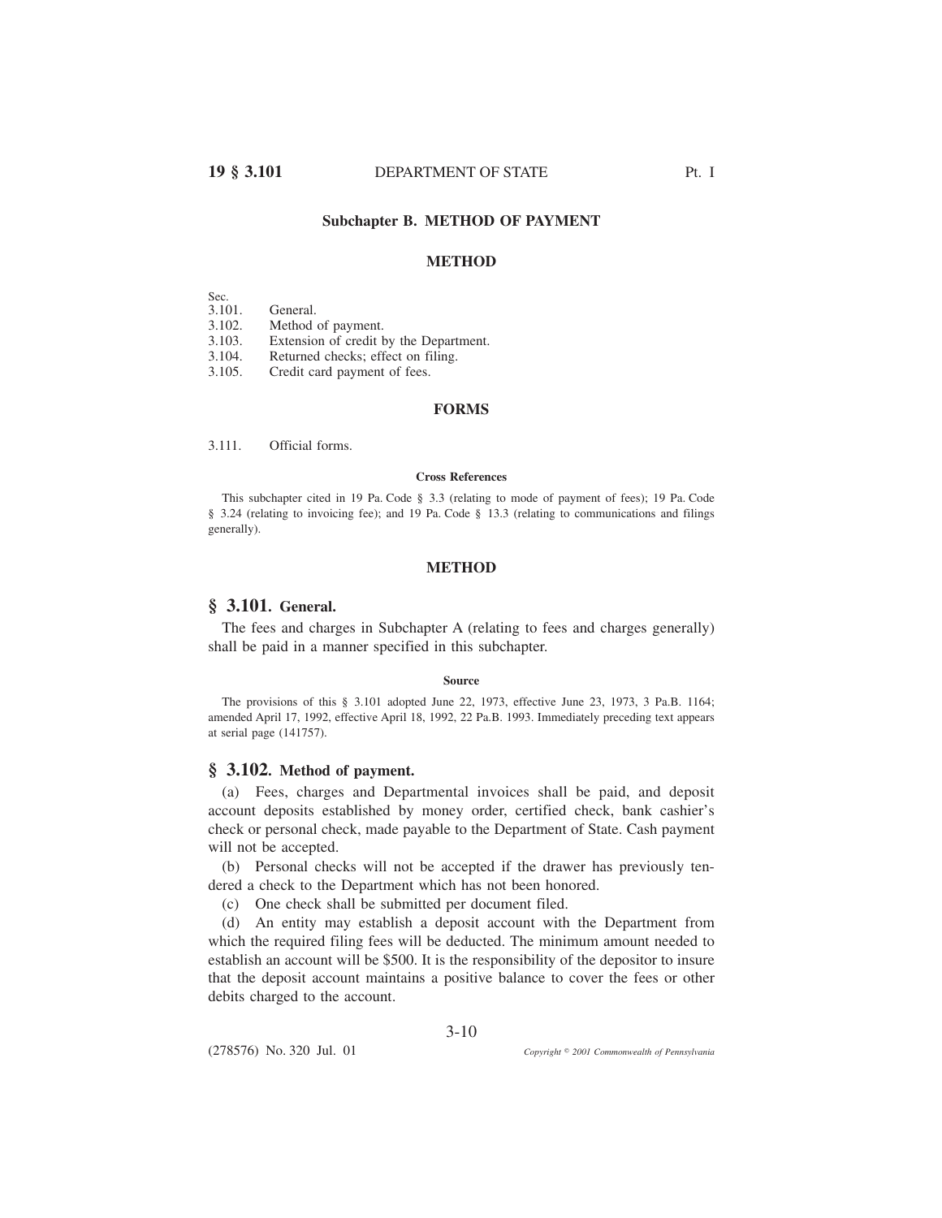## Subchapter B. METHOD OF PAYMENT

### METHOD

| Sec. | |
|---|---|
| 3.101. | General. |
| 3.102. | Method of payment. |
| 3.103. | Extension of credit by the Department. |
| 3.104. | Returned checks; effect on filing. |
| 3.105. | Credit card payment of fees. |

### FORMS

| | |
|---|---|
| 3.111. | Official forms. |

#### Cross References

This subchapter cited in 19 Pa. Code § 3.3 (relating to mode of payment of fees); 19 Pa. Code § 3.24 (relating to invoicing fee); and 19 Pa. Code § 13.3 (relating to communications and filings generally).

### METHOD

## § 3.101. General.

The fees and charges in Subchapter A (relating to fees and charges generally) shall be paid in a manner specified in this subchapter.

#### Source

The provisions of this § 3.101 adopted June 22, 1973, effective June 23, 1973, 3 Pa.B. 1164; amended April 17, 1992, effective April 18, 1992, 22 Pa.B. 1993. Immediately preceding text appears at serial page (141757).

## § 3.102. Method of payment.

(a) Fees, charges and Departmental invoices shall be paid, and deposit account deposits established by money order, certified check, bank cashier's check or personal check, made payable to the Department of State. Cash payment will not be accepted.

(b) Personal checks will not be accepted if the drawer has previously tendered a check to the Department which has not been honored.

(c) One check shall be submitted per document filed.

(d) An entity may establish a deposit account with the Department from which the required filing fees will be deducted. The minimum amount needed to establish an account will be $500. It is the responsibility of the depositor to insure that the deposit account maintains a positive balance to cover the fees or other debits charged to the account.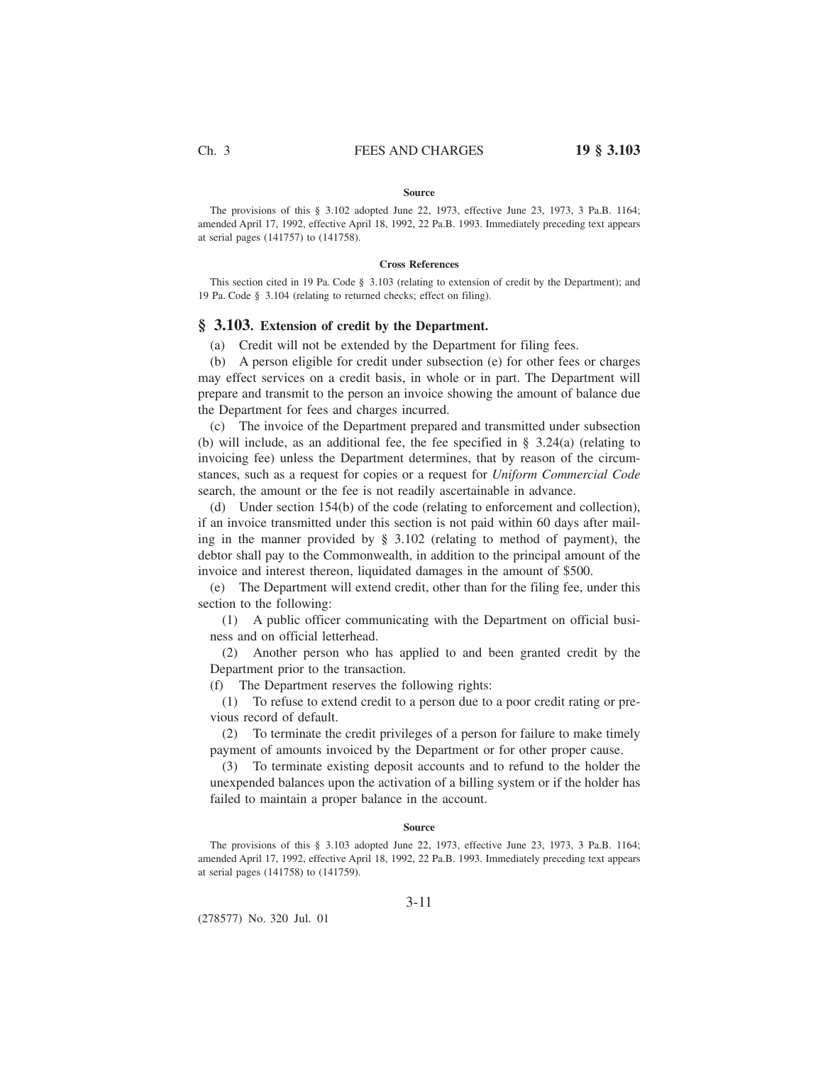#### Source

The provisions of this § 3.102 adopted June 22, 1973, effective June 23, 1973, 3 Pa.B. 1164; amended April 17, 1992, effective April 18, 1992, 22 Pa.B. 1993. Immediately preceding text appears at serial pages (141757) to (141758).

#### Cross References

This section cited in 19 Pa. Code § 3.103 (relating to extension of credit by the Department); and 19 Pa. Code § 3.104 (relating to returned checks; effect on filing).

## § 3.103. Extension of credit by the Department.

(a) Credit will not be extended by the Department for filing fees.

(b) A person eligible for credit under subsection (e) for other fees or charges may effect services on a credit basis, in whole or in part. The Department will prepare and transmit to the person an invoice showing the amount of balance due the Department for fees and charges incurred.

(c) The invoice of the Department prepared and transmitted under subsection (b) will include, as an additional fee, the fee specified in § 3.24(a) (relating to invoicing fee) unless the Department determines, that by reason of the circumstances, such as a request for copies or a request for *Uniform Commercial Code* search, the amount or the fee is not readily ascertainable in advance.

(d) Under section 154(b) of the code (relating to enforcement and collection), if an invoice transmitted under this section is not paid within 60 days after mailing in the manner provided by § 3.102 (relating to method of payment), the debtor shall pay to the Commonwealth, in addition to the principal amount of the invoice and interest thereon, liquidated damages in the amount of $500.

(e) The Department will extend credit, other than for the filing fee, under this section to the following:

(1) A public officer communicating with the Department on official business and on official letterhead.

(2) Another person who has applied to and been granted credit by the Department prior to the transaction.

(f) The Department reserves the following rights:

(1) To refuse to extend credit to a person due to a poor credit rating or previous record of default.

(2) To terminate the credit privileges of a person for failure to make timely payment of amounts invoiced by the Department or for other proper cause.

(3) To terminate existing deposit accounts and to refund to the holder the unexpended balances upon the activation of a billing system or if the holder has failed to maintain a proper balance in the account.

#### Source

The provisions of this § 3.103 adopted June 22, 1973, effective June 23, 1973, 3 Pa.B. 1164; amended April 17, 1992, effective April 18, 1992, 22 Pa.B. 1993. Immediately preceding text appears at serial pages (141758) to (141759).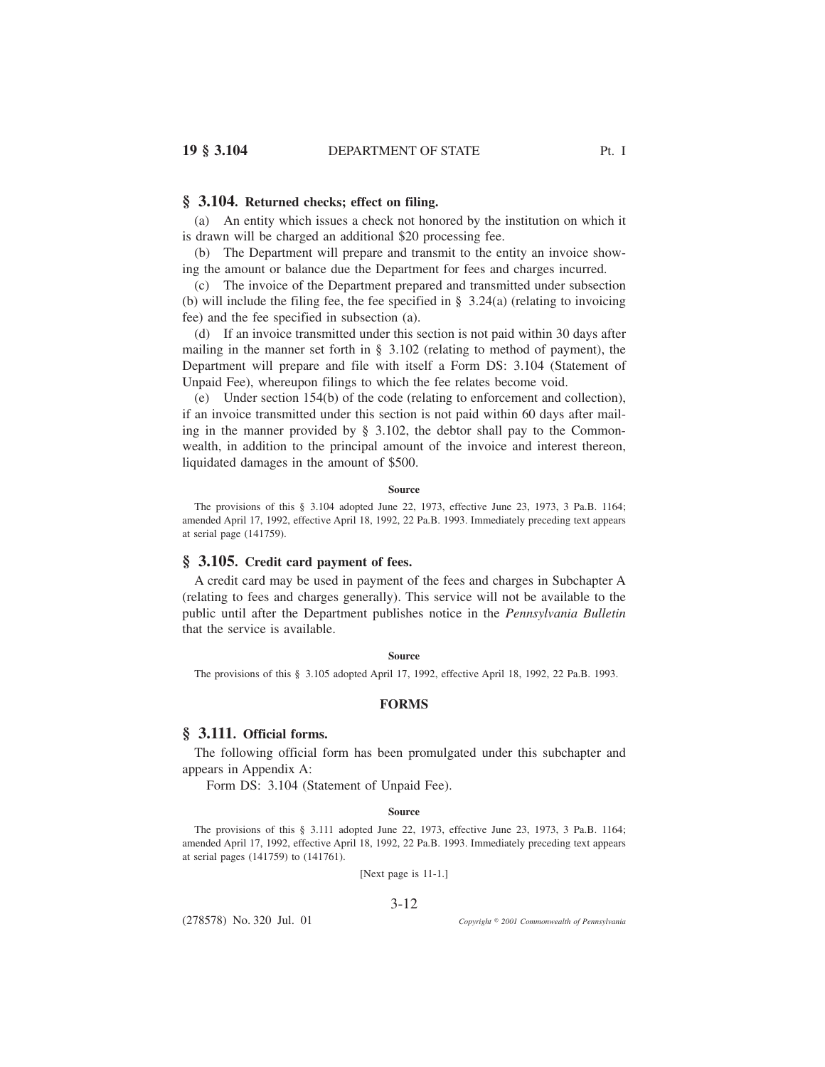## § 3.104. Returned checks; effect on filing.

(a) An entity which issues a check not honored by the institution on which it is drawn will be charged an additional $20 processing fee.

(b) The Department will prepare and transmit to the entity an invoice showing the amount or balance due the Department for fees and charges incurred.

(c) The invoice of the Department prepared and transmitted under subsection (b) will include the filing fee, the fee specified in § 3.24(a) (relating to invoicing fee) and the fee specified in subsection (a).

(d) If an invoice transmitted under this section is not paid within 30 days after mailing in the manner set forth in § 3.102 (relating to method of payment), the Department will prepare and file with itself a Form DS: 3.104 (Statement of Unpaid Fee), whereupon filings to which the fee relates become void.

(e) Under section 154(b) of the code (relating to enforcement and collection), if an invoice transmitted under this section is not paid within 60 days after mailing in the manner provided by § 3.102, the debtor shall pay to the Commonwealth, in addition to the principal amount of the invoice and interest thereon, liquidated damages in the amount of $500.

**Source**

The provisions of this § 3.104 adopted June 22, 1973, effective June 23, 1973, 3 Pa.B. 1164; amended April 17, 1992, effective April 18, 1992, 22 Pa.B. 1993. Immediately preceding text appears at serial page (141759).

## § 3.105. Credit card payment of fees.

A credit card may be used in payment of the fees and charges in Subchapter A (relating to fees and charges generally). This service will not be available to the public until after the Department publishes notice in the *Pennsylvania Bulletin* that the service is available.

**Source**

The provisions of this § 3.105 adopted April 17, 1992, effective April 18, 1992, 22 Pa.B. 1993.

### FORMS

## § 3.111. Official forms.

The following official form has been promulgated under this subchapter and appears in Appendix A:

Form DS: 3.104 (Statement of Unpaid Fee).

**Source**

The provisions of this § 3.111 adopted June 22, 1973, effective June 23, 1973, 3 Pa.B. 1164; amended April 17, 1992, effective April 18, 1992, 22 Pa.B. 1993. Immediately preceding text appears at serial pages (141759) to (141761).

[Next page is 11-1.]